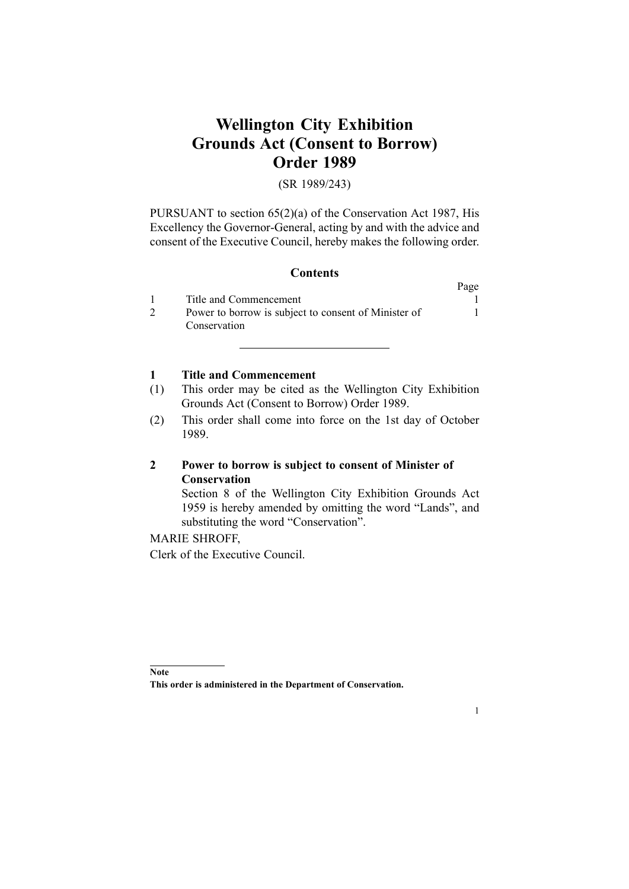# Wellington City Exhibition Grounds Act (Consent to Borrow) Order 1989

(SR 1989/243)

PURSUANT to section 65(2)(a) of the Conservation Act 1987, His Excellency the Governor-General, acting by and with the advice and consent of the Executive Council, hereby makes the following order.

## Contents

| | | Page |
|---|---|---|
| 1 | Title and Commencement | 1 |
| 2 | Power to borrow is subject to consent of Minister of Conservation | 1 |

---

### 1 Title and Commencement

(1) This order may be cited as the Wellington City Exhibition Grounds Act (Consent to Borrow) Order 1989.

(2) This order shall come into force on the 1st day of October 1989.

### 2 Power to borrow is subject to consent of Minister of Conservation

Section 8 of the Wellington City Exhibition Grounds Act 1959 is hereby amended by omitting the word "Lands", and substituting the word "Conservation".

MARIE SHROFF,

Clerk of the Executive Council.

---

**Note**

**This order is administered in the Department of Conservation.**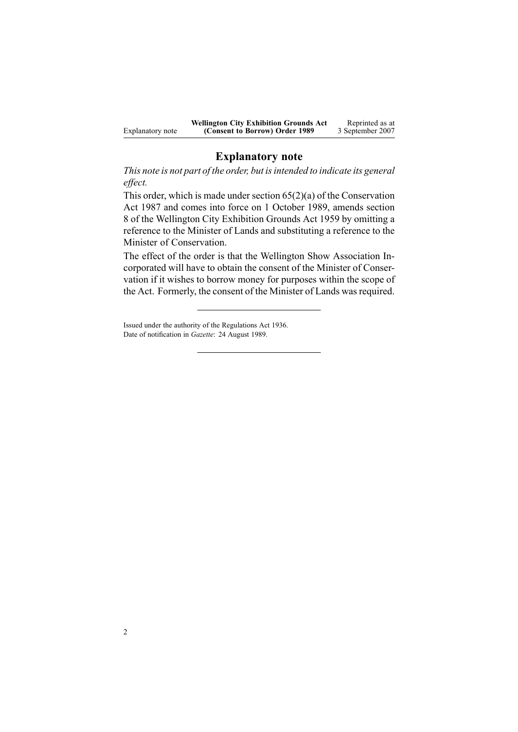## Explanatory note

*This note is not part of the order, but is intended to indicate its general effect.*

This order, which is made under section 65(2)(a) of the Conservation Act 1987 and comes into force on 1 October 1989, amends section 8 of the Wellington City Exhibition Grounds Act 1959 by omitting a reference to the Minister of Lands and substituting a reference to the Minister of Conservation.

The effect of the order is that the Wellington Show Association Incorporated will have to obtain the consent of the Minister of Conservation if it wishes to borrow money for purposes within the scope of the Act. Formerly, the consent of the Minister of Lands was required.

---

Issued under the authority of the Regulations Act 1936.
Date of notification in *Gazette*: 24 August 1989.

---